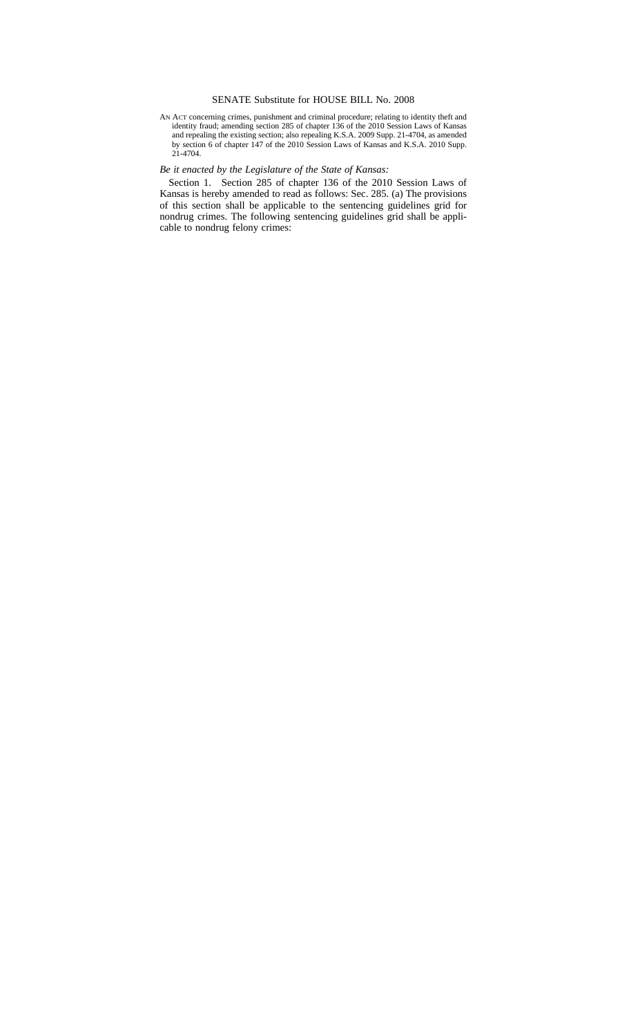# SENATE Substitute for HOUSE BILL No. 2008

AN ACT concerning crimes, punishment and criminal procedure; relating to identity theft and identity fraud; amending section 285 of chapter 136 of the 2010 Session Laws of Kansas and repealing the existing section; also repealing K.S.A. 2009 Supp. 21-4704, as amended by section 6 of chapter 147 of the 2010 Session Laws of Kansas and K.S.A. 2010 Supp. 21-4704.

*Be it enacted by the Legislature of the State of Kansas:*

Section 1. Section 285 of chapter 136 of the 2010 Session Laws of Kansas is hereby amended to read as follows: Sec. 285. (a) The provisions of this section shall be applicable to the sentencing guidelines grid for nondrug crimes. The following sentencing guidelines grid shall be applicable to nondrug felony crimes: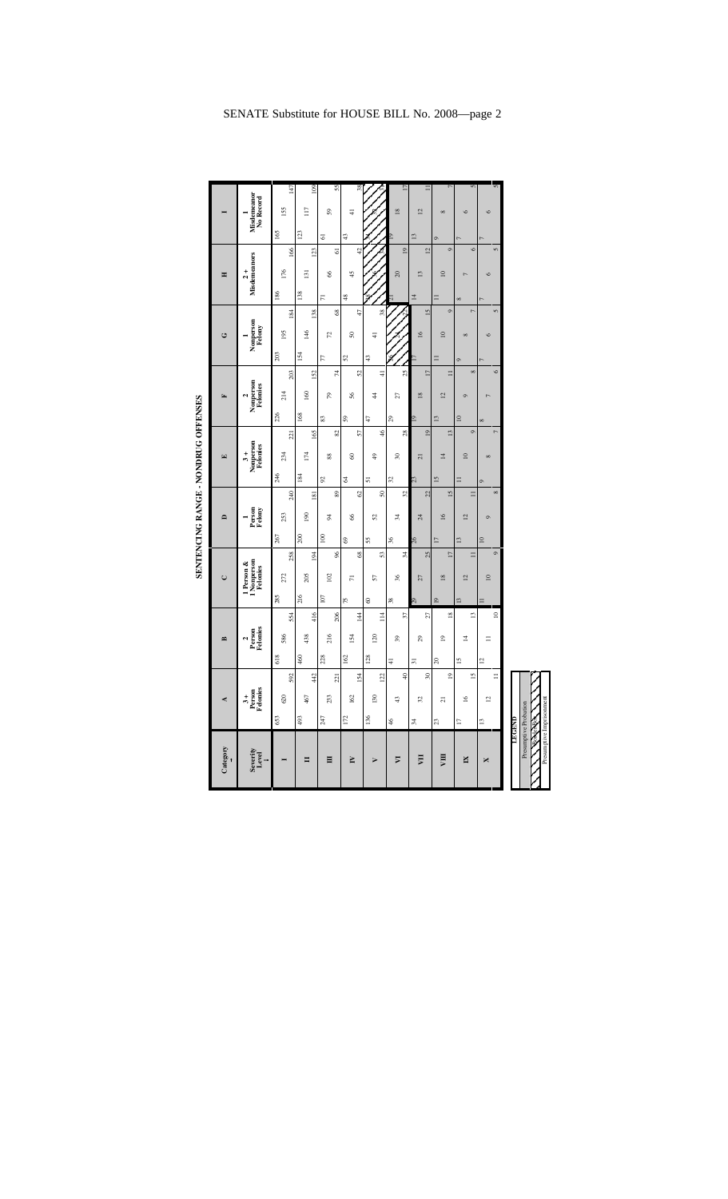# SENTENCING RANGE - NONDRUG OFFENSES

| Category → | A | B | C | D | E | F | G | H | I |
|---|---|---|---|---|---|---|---|---|---|
| Severity Level ↓ | 3 + Person Felonies | 2 Person Felonies | 1 Person & 1 Nonperson Felonies | 1 Person Felony | 3 + Nonperson Felonies | 2 Nonperson Felonies | 1 Nonperson Felony | 2 + Misdemeanors | 1 Misdemeanor No Record |
| I | 653 / 620 / 592 | 618 / 586 / 554 | 285 / 272 / 258 | 267 / 253 / 240 | 246 / 234 / 221 | 226 / 214 / 203 | 203 / 195 / 184 | 186 / 176 / 166 | 165 / 155 / 147 |
| II | 493 / 467 / 442 | 460 / 438 / 416 | 216 / 205 / 194 | 200 / 190 / 181 | 184 / 174 / 165 | 168 / 160 / 152 | 154 / 146 / 138 | 138 / 131 / 123 | 123 / 117 / 109 |
| III | 247 / 233 / 221 | 228 / 216 / 206 | 107 / 102 / 96 | 100 / 94 / 89 | 92 / 88 / 82 | 83 / 79 / 74 | 77 / 72 / 68 | 71 / 66 / 61 | 61 / 59 / 55 |
| IV | 172 / 162 / 154 | 162 / 154 / 144 | 75 / 71 / 68 | 69 / 66 / 62 | 64 / 60 / 57 | 59 / 56 / 52 | 52 / 50 / 47 | 48 / 45 / 42 | 43 / 41 / 38 |
| V | 136 / 130 / 122 | 128 / 120 / 114 | 60 / 57 / 53 | 55 / 52 / 50 | 51 / 49 / 46 | 47 / 44 / 41 | 43 / 41 / 38 | 38 / 36 / 32 | 34 / 32 / 31 |
| VI | 46 / 43 / 40 | 41 / 39 / 37 | 38 / 36 / 34 | 36 / 34 / 32 | 32 / 30 / 28 | 29 / 27 / 25 | 26 / 24 / 22 | 21 / 20 / 19 | 19 / 18 / 17 |
| VII | 34 / 32 / 30 | 31 / 29 / 27 | 29 / 27 / 25 | 26 / 24 / 22 | 23 / 21 / 19 | 19 / 18 / 17 | 17 / 16 / 15 | 14 / 13 / 12 | 13 / 12 / 11 |
| VIII | 23 / 21 / 19 | 20 / 19 / 18 | 19 / 18 / 17 | 17 / 16 / 15 | 15 / 14 / 13 | 13 / 12 / 11 | 11 / 10 / 9 | 11 / 10 / 9 | 9 / 8 / 7 |
| IX | 17 / 16 / 15 | 15 / 14 / 13 | 13 / 12 / 11 | 13 / 12 / 11 | 11 / 10 / 9 | 10 / 9 / 8 | 9 / 8 / 7 | 8 / 7 / 6 | 7 / 6 / 5 |
| X | 13 / 12 / 11 | 12 / 11 / 10 | 11 / 10 / 9 | 10 / 9 / 8 | 9 / 8 / 7 | 8 / 7 / 6 | 7 / 6 / 5 | 7 / 6 / 5 | 7 / 6 / 5 |

**LEGEND**

- Presumptive Probation
- Border Box
- Presumptive Imprisonment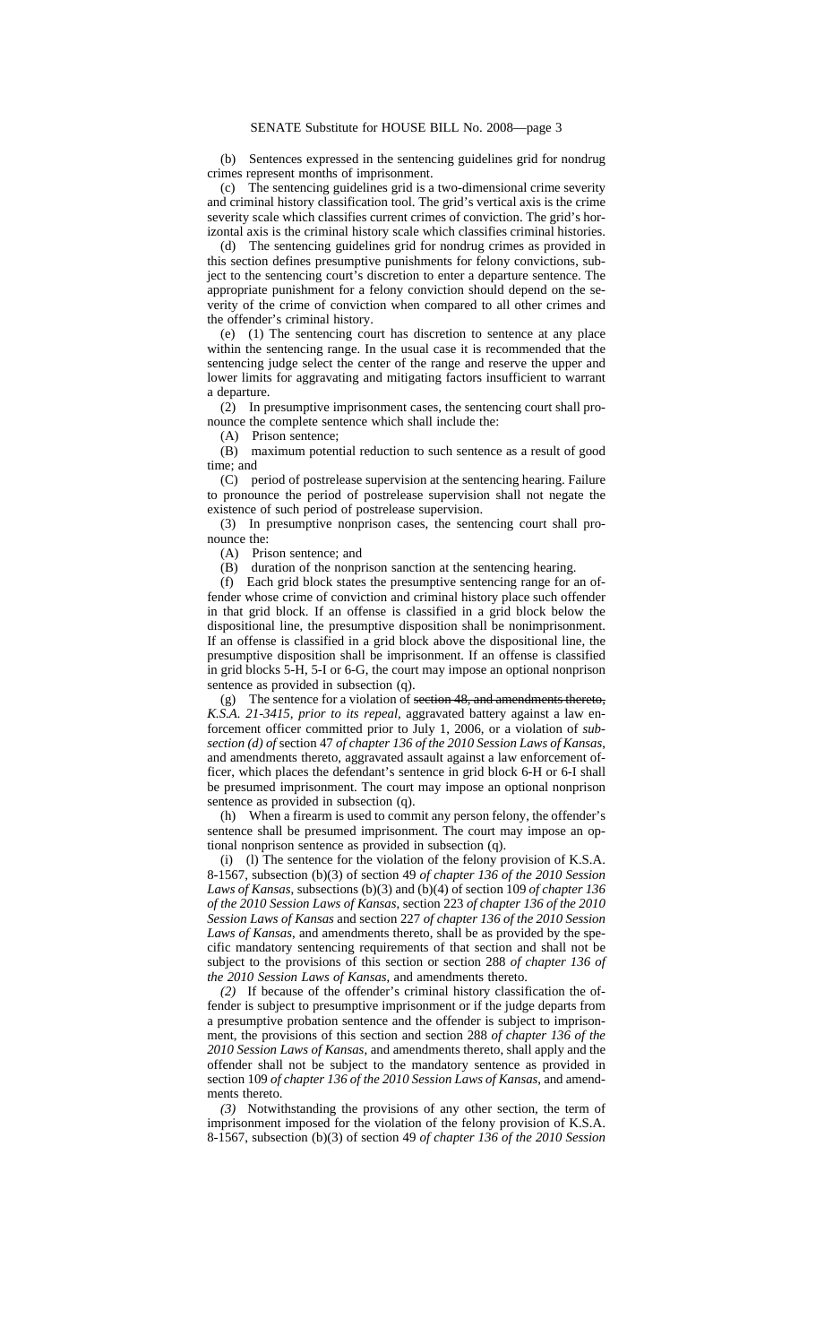(b) Sentences expressed in the sentencing guidelines grid for nondrug crimes represent months of imprisonment.

(c) The sentencing guidelines grid is a two-dimensional crime severity and criminal history classification tool. The grid's vertical axis is the crime severity scale which classifies current crimes of conviction. The grid's horizontal axis is the criminal history scale which classifies criminal histories.

(d) The sentencing guidelines grid for nondrug crimes as provided in this section defines presumptive punishments for felony convictions, subject to the sentencing court's discretion to enter a departure sentence. The appropriate punishment for a felony conviction should depend on the severity of the crime of conviction when compared to all other crimes and the offender's criminal history.

(e) (1) The sentencing court has discretion to sentence at any place within the sentencing range. In the usual case it is recommended that the sentencing judge select the center of the range and reserve the upper and lower limits for aggravating and mitigating factors insufficient to warrant a departure.

(2) In presumptive imprisonment cases, the sentencing court shall pronounce the complete sentence which shall include the:

(A) Prison sentence;

(B) maximum potential reduction to such sentence as a result of good time; and

(C) period of postrelease supervision at the sentencing hearing. Failure to pronounce the period of postrelease supervision shall not negate the existence of such period of postrelease supervision.

(3) In presumptive nonprison cases, the sentencing court shall pronounce the:

(A) Prison sentence; and

(B) duration of the nonprison sanction at the sentencing hearing.

(f) Each grid block states the presumptive sentencing range for an offender whose crime of conviction and criminal history place such offender in that grid block. If an offense is classified in a grid block below the dispositional line, the presumptive disposition shall be nonimprisonment. If an offense is classified in a grid block above the dispositional line, the presumptive disposition shall be imprisonment. If an offense is classified in grid blocks 5-H, 5-I or 6-G, the court may impose an optional nonprison sentence as provided in subsection (q).

(g) The sentence for a violation of ~~section 48, and amendments thereto,~~ *K.S.A. 21-3415, prior to its repeal,* aggravated battery against a law enforcement officer committed prior to July 1, 2006, or a violation of *subsection (d) of* section 47 *of chapter 136 of the 2010 Session Laws of Kansas*, and amendments thereto, aggravated assault against a law enforcement officer, which places the defendant's sentence in grid block 6-H or 6-I shall be presumed imprisonment. The court may impose an optional nonprison sentence as provided in subsection (q).

(h) When a firearm is used to commit any person felony, the offender's sentence shall be presumed imprisonment. The court may impose an optional nonprison sentence as provided in subsection (q).

(i) (l) The sentence for the violation of the felony provision of K.S.A. 8-1567, subsection (b)(3) of section 49 *of chapter 136 of the 2010 Session Laws of Kansas*, subsections (b)(3) and (b)(4) of section 109 *of chapter 136 of the 2010 Session Laws of Kansas*, section 223 *of chapter 136 of the 2010 Session Laws of Kansas* and section 227 *of chapter 136 of the 2010 Session Laws of Kansas*, and amendments thereto, shall be as provided by the specific mandatory sentencing requirements of that section and shall not be subject to the provisions of this section or section 288 *of chapter 136 of the 2010 Session Laws of Kansas*, and amendments thereto.

*(2)* If because of the offender's criminal history classification the offender is subject to presumptive imprisonment or if the judge departs from a presumptive probation sentence and the offender is subject to imprisonment, the provisions of this section and section 288 *of chapter 136 of the 2010 Session Laws of Kansas*, and amendments thereto, shall apply and the offender shall not be subject to the mandatory sentence as provided in section 109 *of chapter 136 of the 2010 Session Laws of Kansas*, and amendments thereto.

*(3)* Notwithstanding the provisions of any other section, the term of imprisonment imposed for the violation of the felony provision of K.S.A. 8-1567, subsection (b)(3) of section 49 *of chapter 136 of the 2010 Session*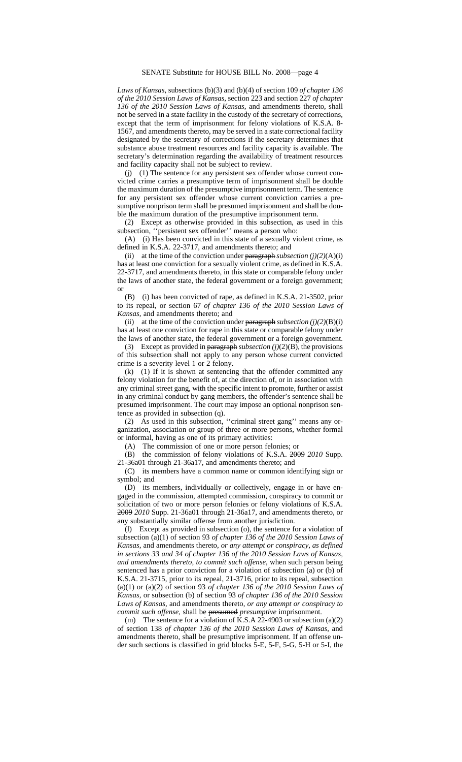*Laws of Kansas*, subsections (b)(3) and (b)(4) of section 109 *of chapter 136 of the 2010 Session Laws of Kansas*, section 223 and section 227 *of chapter 136 of the 2010 Session Laws of Kansas*, and amendments thereto, shall not be served in a state facility in the custody of the secretary of corrections, except that the term of imprisonment for felony violations of K.S.A. 8-1567, and amendments thereto, may be served in a state correctional facility designated by the secretary of corrections if the secretary determines that substance abuse treatment resources and facility capacity is available. The secretary's determination regarding the availability of treatment resources and facility capacity shall not be subject to review.

(j) (1) The sentence for any persistent sex offender whose current convicted crime carries a presumptive term of imprisonment shall be double the maximum duration of the presumptive imprisonment term. The sentence for any persistent sex offender whose current conviction carries a presumptive nonprison term shall be presumed imprisonment and shall be double the maximum duration of the presumptive imprisonment term.

(2) Except as otherwise provided in this subsection, as used in this subsection, ''persistent sex offender'' means a person who:

(A) (i) Has been convicted in this state of a sexually violent crime, as defined in K.S.A. 22-3717, and amendments thereto; and

(ii) at the time of the conviction under ~~paragraph~~ *subsection (j)(2)*(A)(i) has at least one conviction for a sexually violent crime, as defined in K.S.A. 22-3717, and amendments thereto, in this state or comparable felony under the laws of another state, the federal government or a foreign government; or

(B) (i) has been convicted of rape, as defined in K.S.A. 21-3502, prior to its repeal, or section 67 *of chapter 136 of the 2010 Session Laws of Kansas*, and amendments thereto; and

(ii) at the time of the conviction under ~~paragraph~~ *subsection (j)(2)*(B)(i) has at least one conviction for rape in this state or comparable felony under the laws of another state, the federal government or a foreign government.

(3) Except as provided in ~~paragraph~~ *subsection (j)*(2)(B), the provisions of this subsection shall not apply to any person whose current convicted crime is a severity level 1 or 2 felony.

(k) (1) If it is shown at sentencing that the offender committed any felony violation for the benefit of, at the direction of, or in association with any criminal street gang, with the specific intent to promote, further or assist in any criminal conduct by gang members, the offender's sentence shall be presumed imprisonment. The court may impose an optional nonprison sentence as provided in subsection (q).

(2) As used in this subsection, ''criminal street gang'' means any organization, association or group of three or more persons, whether formal or informal, having as one of its primary activities:

(A) The commission of one or more person felonies; or

(B) the commission of felony violations of K.S.A. ~~2009~~ *2010* Supp. 21-36a01 through 21-36a17, and amendments thereto; and

(C) its members have a common name or common identifying sign or symbol; and

(D) its members, individually or collectively, engage in or have engaged in the commission, attempted commission, conspiracy to commit or solicitation of two or more person felonies or felony violations of K.S.A. ~~2009~~ *2010* Supp. 21-36a01 through 21-36a17, and amendments thereto, or any substantially similar offense from another jurisdiction.

(l) Except as provided in subsection (o), the sentence for a violation of subsection (a)(1) of section 93 *of chapter 136 of the 2010 Session Laws of Kansas*, and amendments thereto, *or any attempt or conspiracy, as defined in sections 33 and 34 of chapter 136 of the 2010 Session Laws of Kansas, and amendments thereto, to commit such offense,* when such person being sentenced has a prior conviction for a violation of subsection (a) or (b) of K.S.A. 21-3715, prior to its repeal, 21-3716, prior to its repeal, subsection (a)(1) or (a)(2) of section 93 *of chapter 136 of the 2010 Session Laws of Kansas*, or subsection (b) of section 93 *of chapter 136 of the 2010 Session Laws of Kansas*, and amendments thereto, *or any attempt or conspiracy to commit such offense,* shall be ~~presumed~~ *presumptive* imprisonment.

(m) The sentence for a violation of K.S.A 22-4903 or subsection (a)(2) of section 138 *of chapter 136 of the 2010 Session Laws of Kansas*, and amendments thereto, shall be presumptive imprisonment. If an offense under such sections is classified in grid blocks 5-E, 5-F, 5-G, 5-H or 5-I, the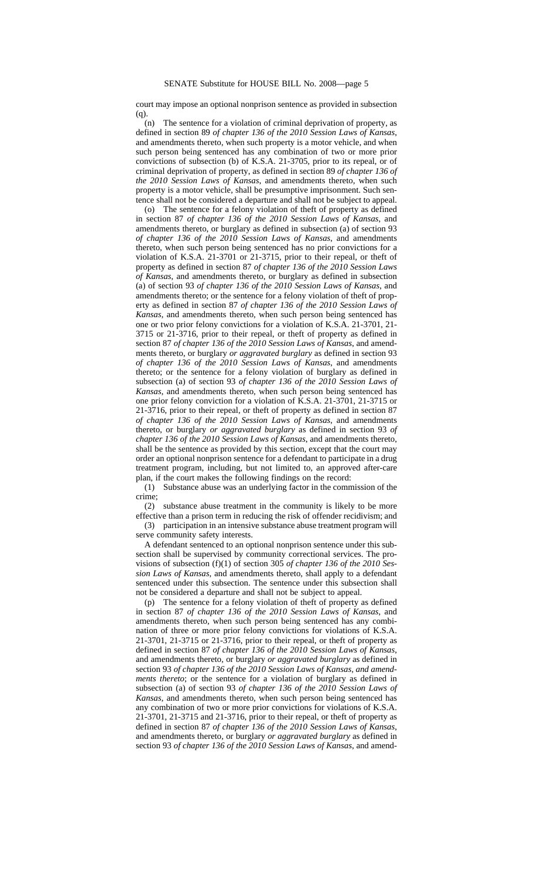court may impose an optional nonprison sentence as provided in subsection (q).

(n) The sentence for a violation of criminal deprivation of property, as defined in section 89 *of chapter 136 of the 2010 Session Laws of Kansas*, and amendments thereto, when such property is a motor vehicle, and when such person being sentenced has any combination of two or more prior convictions of subsection (b) of K.S.A. 21-3705, prior to its repeal, or of criminal deprivation of property, as defined in section 89 *of chapter 136 of the 2010 Session Laws of Kansas*, and amendments thereto, when such property is a motor vehicle, shall be presumptive imprisonment. Such sentence shall not be considered a departure and shall not be subject to appeal.

(o) The sentence for a felony violation of theft of property as defined in section 87 *of chapter 136 of the 2010 Session Laws of Kansas*, and amendments thereto, or burglary as defined in subsection (a) of section 93 *of chapter 136 of the 2010 Session Laws of Kansas*, and amendments thereto, when such person being sentenced has no prior convictions for a violation of K.S.A. 21-3701 or 21-3715, prior to their repeal, or theft of property as defined in section 87 *of chapter 136 of the 2010 Session Laws of Kansas*, and amendments thereto, or burglary as defined in subsection (a) of section 93 *of chapter 136 of the 2010 Session Laws of Kansas*, and amendments thereto; or the sentence for a felony violation of theft of property as defined in section 87 *of chapter 136 of the 2010 Session Laws of Kansas*, and amendments thereto, when such person being sentenced has one or two prior felony convictions for a violation of K.S.A. 21-3701, 21-3715 or 21-3716, prior to their repeal, or theft of property as defined in section 87 *of chapter 136 of the 2010 Session Laws of Kansas*, and amendments thereto, or burglary *or aggravated burglary* as defined in section 93 *of chapter 136 of the 2010 Session Laws of Kansas*, and amendments thereto; or the sentence for a felony violation of burglary as defined in subsection (a) of section 93 *of chapter 136 of the 2010 Session Laws of Kansas*, and amendments thereto, when such person being sentenced has one prior felony conviction for a violation of K.S.A. 21-3701, 21-3715 or 21-3716, prior to their repeal, or theft of property as defined in section 87 *of chapter 136 of the 2010 Session Laws of Kansas*, and amendments thereto, or burglary *or aggravated burglary* as defined in section 93 *of chapter 136 of the 2010 Session Laws of Kansas*, and amendments thereto, shall be the sentence as provided by this section, except that the court may order an optional nonprison sentence for a defendant to participate in a drug treatment program, including, but not limited to, an approved after-care plan, if the court makes the following findings on the record:

(1) Substance abuse was an underlying factor in the commission of the crime;

(2) substance abuse treatment in the community is likely to be more effective than a prison term in reducing the risk of offender recidivism; and

(3) participation in an intensive substance abuse treatment program will serve community safety interests.

A defendant sentenced to an optional nonprison sentence under this subsection shall be supervised by community correctional services. The provisions of subsection (f)(1) of section 305 *of chapter 136 of the 2010 Session Laws of Kansas*, and amendments thereto, shall apply to a defendant sentenced under this subsection. The sentence under this subsection shall not be considered a departure and shall not be subject to appeal.

(p) The sentence for a felony violation of theft of property as defined in section 87 *of chapter 136 of the 2010 Session Laws of Kansas*, and amendments thereto, when such person being sentenced has any combination of three or more prior felony convictions for violations of K.S.A. 21-3701, 21-3715 or 21-3716, prior to their repeal, or theft of property as defined in section 87 *of chapter 136 of the 2010 Session Laws of Kansas*, and amendments thereto, or burglary *or aggravated burglary* as defined in section 93 *of chapter 136 of the 2010 Session Laws of Kansas, and amendments thereto*; or the sentence for a violation of burglary as defined in subsection (a) of section 93 *of chapter 136 of the 2010 Session Laws of Kansas*, and amendments thereto, when such person being sentenced has any combination of two or more prior convictions for violations of K.S.A. 21-3701, 21-3715 and 21-3716, prior to their repeal, or theft of property as defined in section 87 *of chapter 136 of the 2010 Session Laws of Kansas*, and amendments thereto, or burglary *or aggravated burglary* as defined in section 93 *of chapter 136 of the 2010 Session Laws of Kansas*, and amend-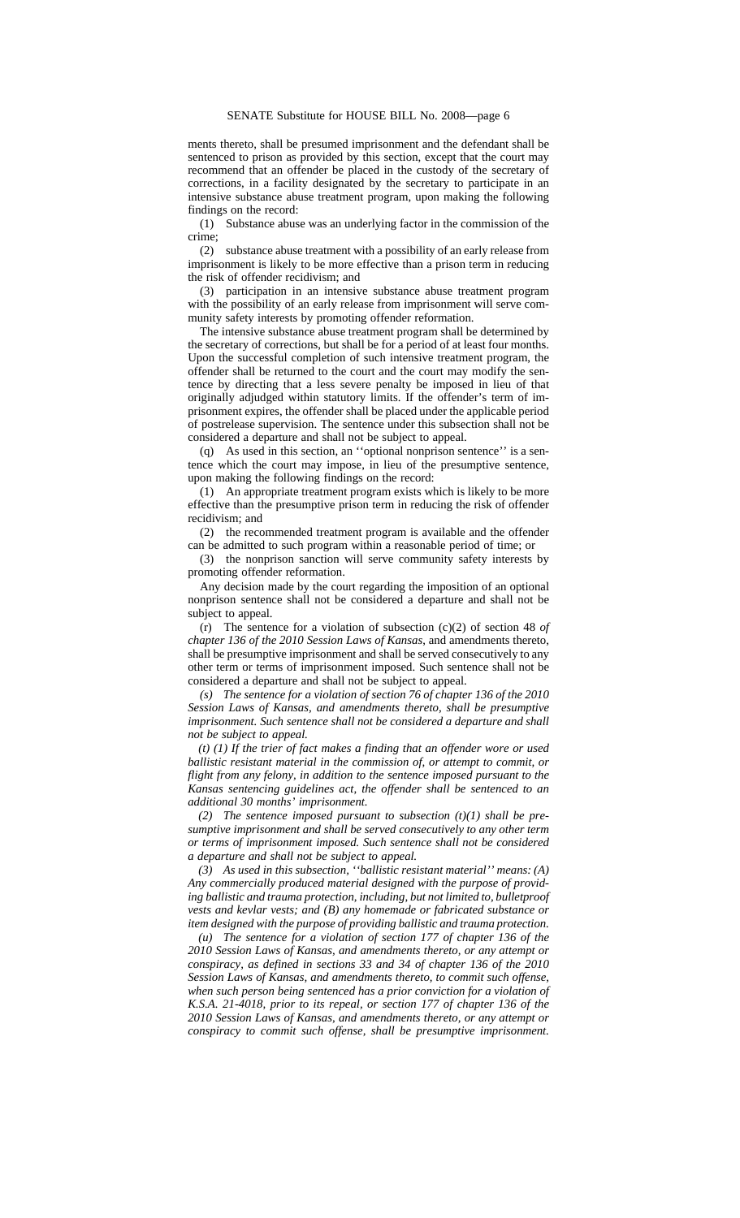ments thereto, shall be presumed imprisonment and the defendant shall be sentenced to prison as provided by this section, except that the court may recommend that an offender be placed in the custody of the secretary of corrections, in a facility designated by the secretary to participate in an intensive substance abuse treatment program, upon making the following findings on the record:

(1) Substance abuse was an underlying factor in the commission of the crime;

(2) substance abuse treatment with a possibility of an early release from imprisonment is likely to be more effective than a prison term in reducing the risk of offender recidivism; and

(3) participation in an intensive substance abuse treatment program with the possibility of an early release from imprisonment will serve community safety interests by promoting offender reformation.

The intensive substance abuse treatment program shall be determined by the secretary of corrections, but shall be for a period of at least four months. Upon the successful completion of such intensive treatment program, the offender shall be returned to the court and the court may modify the sentence by directing that a less severe penalty be imposed in lieu of that originally adjudged within statutory limits. If the offender's term of imprisonment expires, the offender shall be placed under the applicable period of postrelease supervision. The sentence under this subsection shall not be considered a departure and shall not be subject to appeal.

(q) As used in this section, an ''optional nonprison sentence'' is a sentence which the court may impose, in lieu of the presumptive sentence, upon making the following findings on the record:

(1) An appropriate treatment program exists which is likely to be more effective than the presumptive prison term in reducing the risk of offender recidivism; and

(2) the recommended treatment program is available and the offender can be admitted to such program within a reasonable period of time; or

(3) the nonprison sanction will serve community safety interests by promoting offender reformation.

Any decision made by the court regarding the imposition of an optional nonprison sentence shall not be considered a departure and shall not be subject to appeal.

(r) The sentence for a violation of subsection (c)(2) of section 48 *of chapter 136 of the 2010 Session Laws of Kansas*, and amendments thereto, shall be presumptive imprisonment and shall be served consecutively to any other term or terms of imprisonment imposed. Such sentence shall not be considered a departure and shall not be subject to appeal.

*(s) The sentence for a violation of section 76 of chapter 136 of the 2010 Session Laws of Kansas, and amendments thereto, shall be presumptive imprisonment. Such sentence shall not be considered a departure and shall not be subject to appeal.*

*(t) (1) If the trier of fact makes a finding that an offender wore or used ballistic resistant material in the commission of, or attempt to commit, or flight from any felony, in addition to the sentence imposed pursuant to the Kansas sentencing guidelines act, the offender shall be sentenced to an additional 30 months' imprisonment.*

*(2) The sentence imposed pursuant to subsection (t)(1) shall be presumptive imprisonment and shall be served consecutively to any other term or terms of imprisonment imposed. Such sentence shall not be considered a departure and shall not be subject to appeal.*

*(3) As used in this subsection, ''ballistic resistant material'' means: (A) Any commercially produced material designed with the purpose of providing ballistic and trauma protection, including, but not limited to, bulletproof vests and kevlar vests; and (B) any homemade or fabricated substance or item designed with the purpose of providing ballistic and trauma protection.*

*(u) The sentence for a violation of section 177 of chapter 136 of the 2010 Session Laws of Kansas, and amendments thereto, or any attempt or conspiracy, as defined in sections 33 and 34 of chapter 136 of the 2010 Session Laws of Kansas, and amendments thereto, to commit such offense, when such person being sentenced has a prior conviction for a violation of K.S.A. 21-4018, prior to its repeal, or section 177 of chapter 136 of the 2010 Session Laws of Kansas, and amendments thereto, or any attempt or conspiracy to commit such offense, shall be presumptive imprisonment.*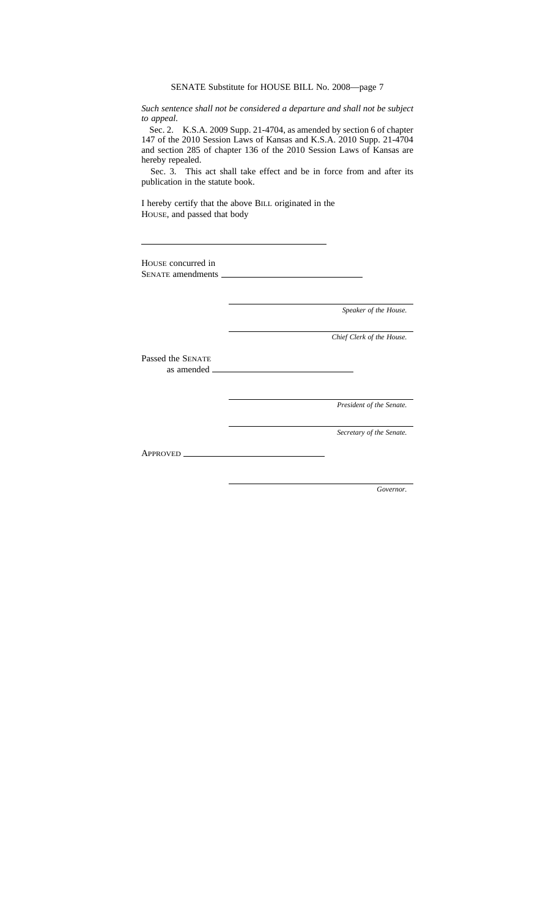*Such sentence shall not be considered a departure and shall not be subject to appeal.*

Sec. 2. K.S.A. 2009 Supp. 21-4704, as amended by section 6 of chapter 147 of the 2010 Session Laws of Kansas and K.S.A. 2010 Supp. 21-4704 and section 285 of chapter 136 of the 2010 Session Laws of Kansas are hereby repealed.

Sec. 3. This act shall take effect and be in force from and after its publication in the statute book.

I hereby certify that the above BILL originated in the HOUSE, and passed that body

\_\_\_\_\_\_\_\_\_\_\_\_\_\_\_\_\_\_\_\_\_\_\_\_\_\_\_\_\_\_

HOUSE concurred in
SENATE amendments \_\_\_\_\_\_\_\_\_\_\_\_\_\_\_\_\_\_\_\_\_\_\_\_\_\_\_\_\_\_

\_\_\_\_\_\_\_\_\_\_\_\_\_\_\_\_\_\_\_\_\_\_\_\_\_\_\_\_\_\_
*Speaker of the House.*

\_\_\_\_\_\_\_\_\_\_\_\_\_\_\_\_\_\_\_\_\_\_\_\_\_\_\_\_\_\_
*Chief Clerk of the House.*

Passed the SENATE
as amended \_\_\_\_\_\_\_\_\_\_\_\_\_\_\_\_\_\_\_\_\_\_\_\_\_\_\_\_\_\_

\_\_\_\_\_\_\_\_\_\_\_\_\_\_\_\_\_\_\_\_\_\_\_\_\_\_\_\_\_\_
*President of the Senate.*

\_\_\_\_\_\_\_\_\_\_\_\_\_\_\_\_\_\_\_\_\_\_\_\_\_\_\_\_\_\_
*Secretary of the Senate.*

APPROVED \_\_\_\_\_\_\_\_\_\_\_\_\_\_\_\_\_\_\_\_\_\_\_\_\_\_\_\_\_\_

\_\_\_\_\_\_\_\_\_\_\_\_\_\_\_\_\_\_\_\_\_\_\_\_\_\_\_\_\_\_
*Governor.*